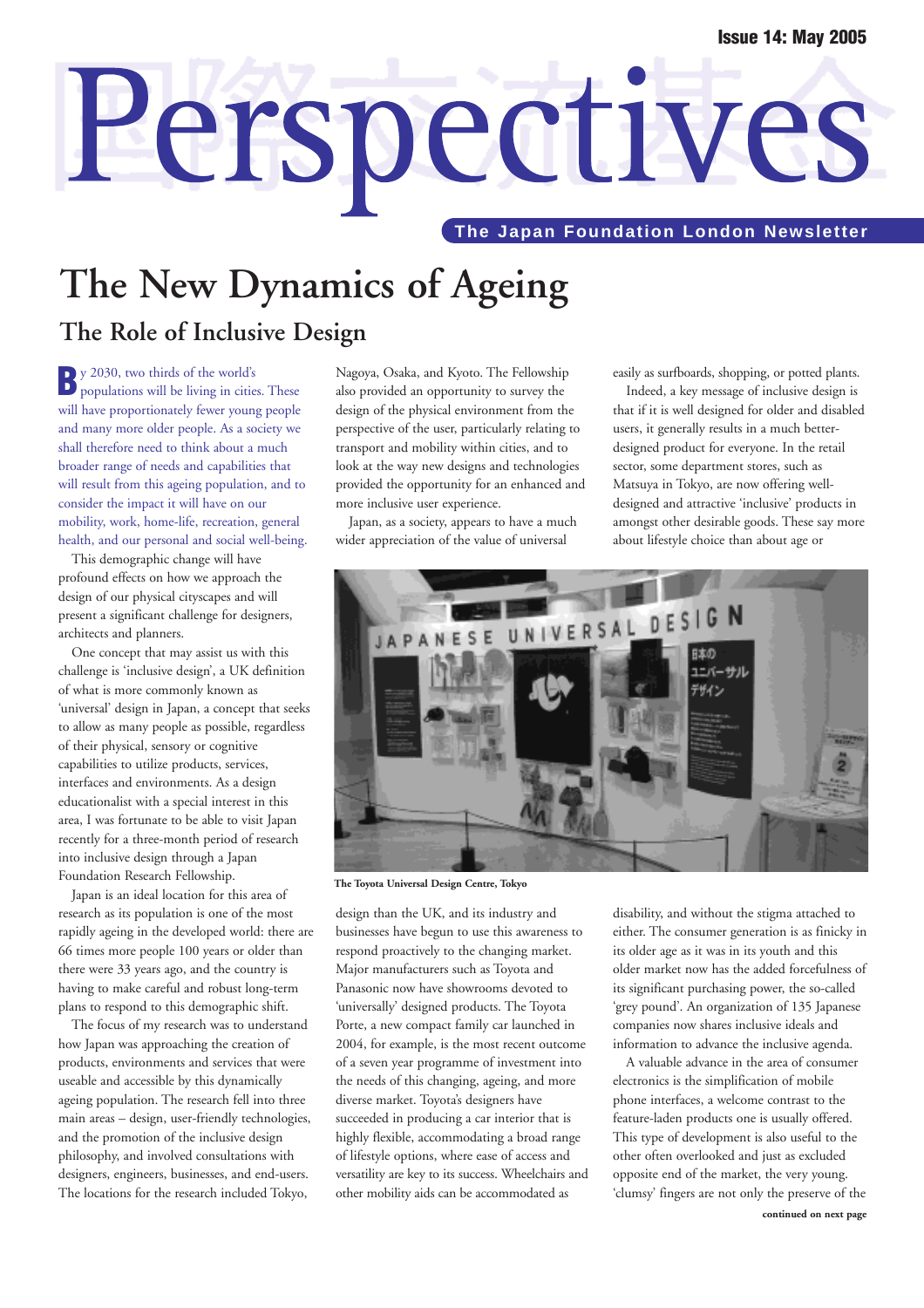Issue 14: May 2005

# Perspectives

The Japan Foundation London Newsletter

# The New Dynamics of Ageing

## The Role of Inclusive Design

By 2030, two thirds of the world's populations will be living in cities. These will have proportionately fewer young people and many more older people. As a society we shall therefore need to think about a much broader range of needs and capabilities that will result from this ageing population, and to consider the impact it will have on our mobility, work, home-life, recreation, general health, and our personal and social well-being.

This demographic change will have profound effects on how we approach the design of our physical cityscapes and will present a significant challenge for designers, architects and planners.

One concept that may assist us with this challenge is 'inclusive design', a UK definition of what is more commonly known as 'universal' design in Japan, a concept that seeks to allow as many people as possible, regardless of their physical, sensory or cognitive capabilities to utilize products, services, interfaces and environments. As a design educationalist with a special interest in this area, I was fortunate to be able to visit Japan recently for a three-month period of research into inclusive design through a Japan Foundation Research Fellowship.

Japan is an ideal location for this area of research as its population is one of the most rapidly ageing in the developed world: there are 66 times more people 100 years or older than there were 33 years ago, and the country is having to make careful and robust long-term plans to respond to this demographic shift.

The focus of my research was to understand how Japan was approaching the creation of products, environments and services that were useable and accessible by this dynamically ageing population. The research fell into three main areas – design, user-friendly technologies, and the promotion of the inclusive design philosophy, and involved consultations with designers, engineers, businesses, and end-users. The locations for the research included Tokyo, Nagoya, Osaka, and Kyoto. The Fellowship also provided an opportunity to survey the design of the physical environment from the perspective of the user, particularly relating to transport and mobility within cities, and to look at the way new designs and technologies provided the opportunity for an enhanced and more inclusive user experience.

Japan, as a society, appears to have a much wider appreciation of the value of universal design than the UK, and its industry and businesses have begun to use this awareness to respond proactively to the changing market. Major manufacturers such as Toyota and Panasonic now have showrooms devoted to 'universally' designed products. The Toyota Porte, a new compact family car launched in 2004, for example, is the most recent outcome of a seven year programme of investment into the needs of this changing, ageing, and more diverse market. Toyota's designers have succeeded in producing a car interior that is highly flexible, accommodating a broad range of lifestyle options, where ease of access and versatility are key to its success. Wheelchairs and other mobility aids can be accommodated as easily as surfboards, shopping, or potted plants.

The Toyota Universal Design Centre, Tokyo

Indeed, a key message of inclusive design is that if it is well designed for older and disabled users, it generally results in a much better-designed product for everyone. In the retail sector, some department stores, such as Matsuya in Tokyo, are now offering well-designed and attractive 'inclusive' products in amongst other desirable goods. These say more about lifestyle choice than about age or disability, and without the stigma attached to either. The consumer generation is as finicky in its older age as it was in its youth and this older market now has the added forcefulness of its significant purchasing power, the so-called 'grey pound'. An organization of 135 Japanese companies now shares inclusive ideals and information to advance the inclusive agenda.

A valuable advance in the area of consumer electronics is the simplification of mobile phone interfaces, a welcome contrast to the feature-laden products one is usually offered. This type of development is also useful to the other often overlooked and just as excluded opposite end of the market, the very young. 'clumsy' fingers are not only the preserve of the

**continued on next page**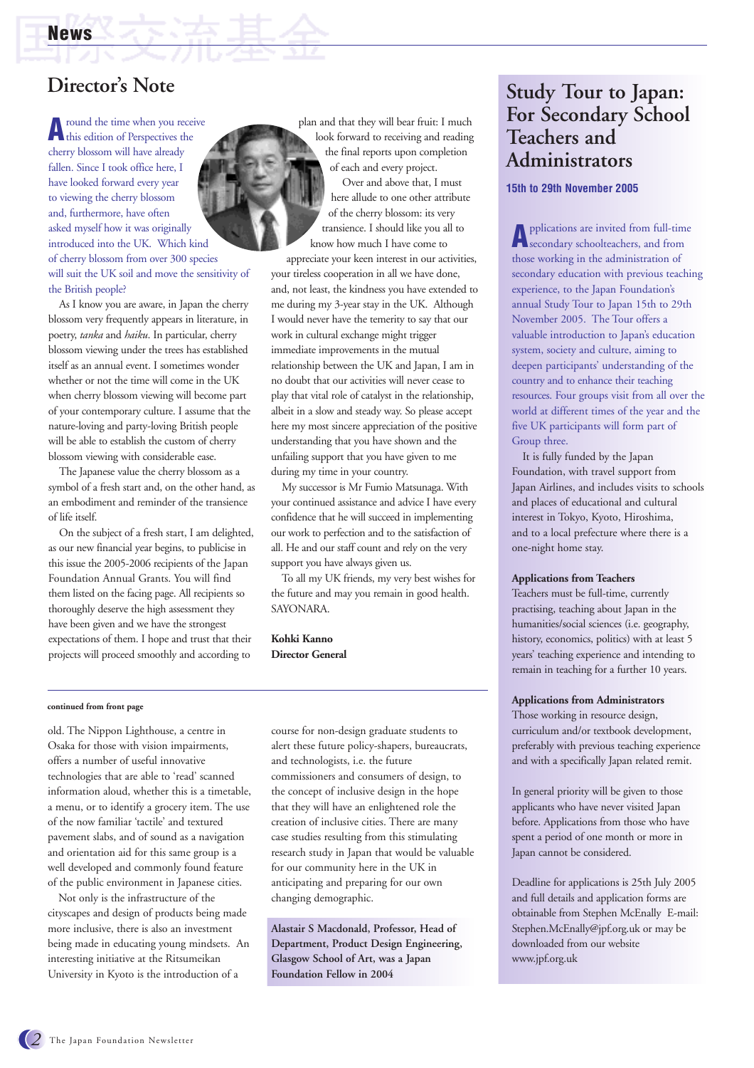# Director's Note

Around the time when you receive this edition of Perspectives the cherry blossom will have already fallen. Since I took office here, I have looked forward every year to viewing the cherry blossom and, furthermore, have often asked myself how it was originally introduced into the UK. Which kind of cherry blossom from over 300 species will suit the UK soil and move the sensitivity of the British people?

As I know you are aware, in Japan the cherry blossom very frequently appears in literature, in poetry, *tanka* and *haiku*. In particular, cherry blossom viewing under the trees has established itself as an annual event. I sometimes wonder whether or not the time will come in the UK when cherry blossom viewing will become part of your contemporary culture. I assume that the nature-loving and party-loving British people will be able to establish the custom of cherry blossom viewing with considerable ease.

The Japanese value the cherry blossom as a symbol of a fresh start and, on the other hand, as an embodiment and reminder of the transience of life itself.

On the subject of a fresh start, I am delighted, as our new financial year begins, to publicise in this issue the 2005-2006 recipients of the Japan Foundation Annual Grants. You will find them listed on the facing page. All recipients so thoroughly deserve the high assessment they have been given and we have the strongest expectations of them. I hope and trust that their projects will proceed smoothly and according to plan and that they will bear fruit: I much look forward to receiving and reading the final reports upon completion of each and every project.

Over and above that, I must here allude to one other attribute of the cherry blossom: its very transience. I should like you all to know how much I have come to appreciate your keen interest in our activities, your tireless cooperation in all we have done, and, not least, the kindness you have extended to me during my 3-year stay in the UK. Although I would never have the temerity to say that our work in cultural exchange might trigger immediate improvements in the mutual relationship between the UK and Japan, I am in no doubt that our activities will never cease to play that vital role of catalyst in the relationship, albeit in a slow and steady way. So please accept here my most sincere appreciation of the positive understanding that you have shown and the unfailing support that you have given to me during my time in your country.

My successor is Mr Fumio Matsunaga. With your continued assistance and advice I have every confidence that he will succeed in implementing our work to perfection and to the satisfaction of all. He and our staff count and rely on the very support you have always given us.

To all my UK friends, my very best wishes for the future and may you remain in good health. SAYONARA.

**Kohki Kanno**
**Director General**

---

**continued from front page**

old. The Nippon Lighthouse, a centre in Osaka for those with vision impairments, offers a number of useful innovative technologies that are able to 'read' scanned information aloud, whether this is a timetable, a menu, or to identify a grocery item. The use of the now familiar 'tactile' and textured pavement slabs, and of sound as a navigation and orientation aid for this same group is a well developed and commonly found feature of the public environment in Japanese cities.

Not only is the infrastructure of the cityscapes and design of products being made more inclusive, there is also an investment being made in educating young mindsets. An interesting initiative at the Ritsumeikan University in Kyoto is the introduction of a course for non-design graduate students to alert these future policy-shapers, bureaucrats, and technologists, i.e. the future commissioners and consumers of design, to the concept of inclusive design in the hope that they will have an enlightened role the creation of inclusive cities. There are many case studies resulting from this stimulating research study in Japan that would be valuable for our community here in the UK in anticipating and preparing for our own changing demographic.

**Alastair S Macdonald, Professor, Head of Department, Product Design Engineering, Glasgow School of Art, was a Japan Foundation Fellow in 2004**

---

# Study Tour to Japan: For Secondary School Teachers and Administrators

### 15th to 29th November 2005

Applications are invited from full-time secondary schoolteachers, and from those working in the administration of secondary education with previous teaching experience, to the Japan Foundation's annual Study Tour to Japan 15th to 29th November 2005. The Tour offers a valuable introduction to Japan's education system, society and culture, aiming to deepen participants' understanding of the country and to enhance their teaching resources. Four groups visit from all over the world at different times of the year and the five UK participants will form part of Group three.

It is fully funded by the Japan Foundation, with travel support from Japan Airlines, and includes visits to schools and places of educational and cultural interest in Tokyo, Kyoto, Hiroshima, and to a local prefecture where there is a one-night home stay.

**Applications from Teachers**

Teachers must be full-time, currently practising, teaching about Japan in the humanities/social sciences (i.e. geography, history, economics, politics) with at least 5 years' teaching experience and intending to remain in teaching for a further 10 years.

**Applications from Administrators**

Those working in resource design, curriculum and/or textbook development, preferably with previous teaching experience and with a specifically Japan related remit.

In general priority will be given to those applicants who have never visited Japan before. Applications from those who have spent a period of one month or more in Japan cannot be considered.

Deadline for applications is 25th July 2005 and full details and application forms are obtainable from Stephen McEnally E-mail: Stephen.McEnally@jpf.org.uk or may be downloaded from our website www.jpf.org.uk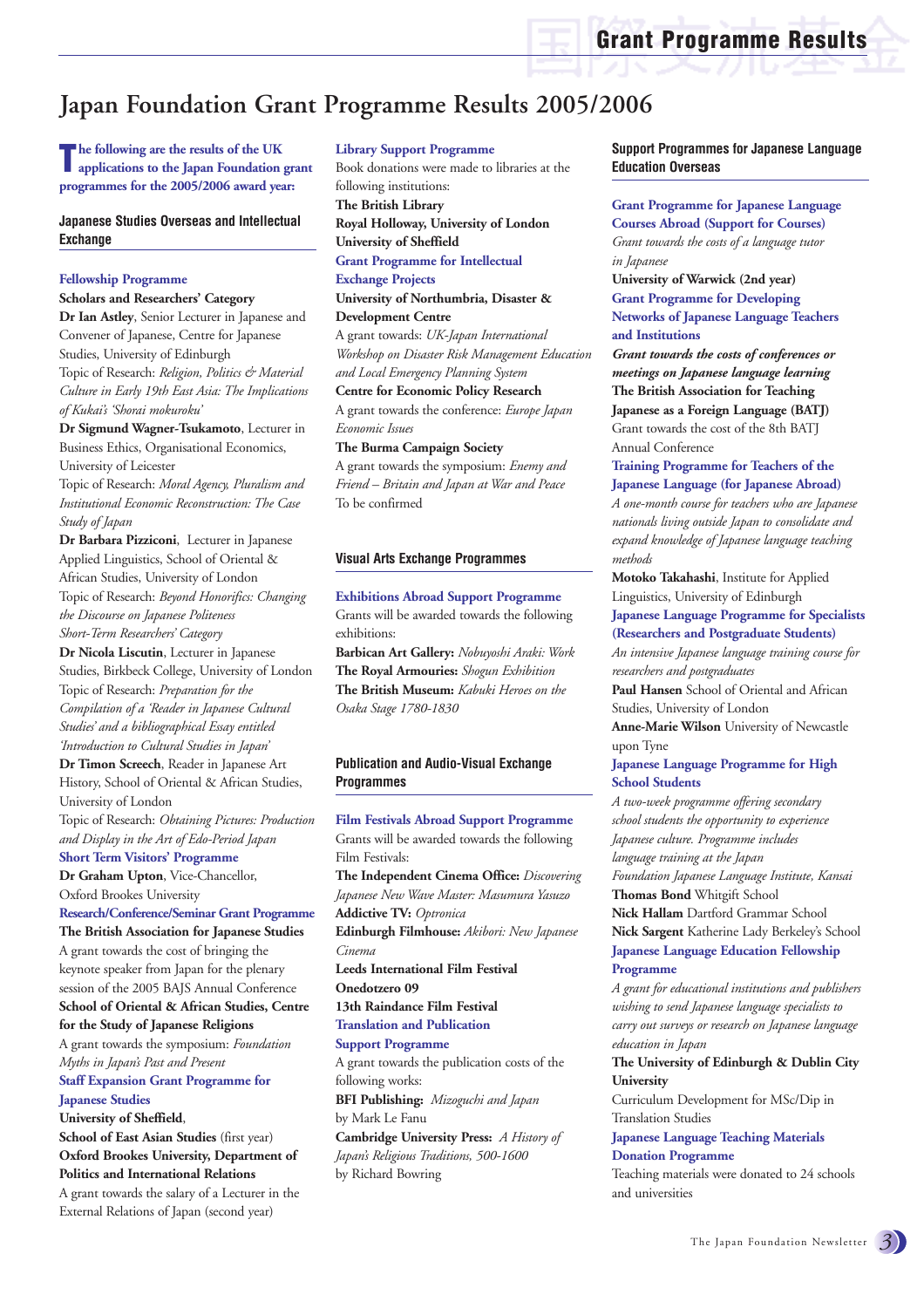# Japan Foundation Grant Programme Results 2005/2006

**The following are the results of the UK applications to the Japan Foundation grant programmes for the 2005/2006 award year:**

## Japanese Studies Overseas and Intellectual Exchange

### Fellowship Programme

**Scholars and Researchers' Category**

**Dr Ian Astley**, Senior Lecturer in Japanese and Convener of Japanese, Centre for Japanese Studies, University of Edinburgh
Topic of Research: *Religion, Politics & Material Culture in Early 19th East Asia: The Implications of Kukai's 'Shorai mokuroku'*

**Dr Sigmund Wagner-Tsukamoto**, Lecturer in Business Ethics, Organisational Economics, University of Leicester
Topic of Research: *Moral Agency, Pluralism and Institutional Economic Reconstruction: The Case Study of Japan*

**Dr Barbara Pizziconi**, Lecturer in Japanese Applied Linguistics, School of Oriental & African Studies, University of London
Topic of Research: *Beyond Honorifics: Changing the Discourse on Japanese Politeness*

*Short-Term Researchers' Category*

**Dr Nicola Liscutin**, Lecturer in Japanese Studies, Birkbeck College, University of London
Topic of Research: *Preparation for the Compilation of a 'Reader in Japanese Cultural Studies' and a bibliographical Essay entitled 'Introduction to Cultural Studies in Japan'*

**Dr Timon Screech**, Reader in Japanese Art History, School of Oriental & African Studies, University of London
Topic of Research: *Obtaining Pictures: Production and Display in the Art of Edo-Period Japan*

### Short Term Visitors' Programme

**Dr Graham Upton**, Vice-Chancellor, Oxford Brookes University

### Research/Conference/Seminar Grant Programme

**The British Association for Japanese Studies**
A grant towards the cost of bringing the keynote speaker from Japan for the plenary session of the 2005 BAJS Annual Conference

**School of Oriental & African Studies, Centre for the Study of Japanese Religions**
A grant towards the symposium: *Foundation Myths in Japan's Past and Present*

### Staff Expansion Grant Programme for Japanese Studies

**University of Sheffield**,
**School of East Asian Studies** (first year)
**Oxford Brookes University, Department of Politics and International Relations**
A grant towards the salary of a Lecturer in the External Relations of Japan (second year)

### Library Support Programme

Book donations were made to libraries at the following institutions:
**The British Library**
**Royal Holloway, University of London**
**University of Sheffield**

### Grant Programme for Intellectual Exchange Projects

**University of Northumbria, Disaster & Development Centre**
A grant towards: *UK-Japan International Workshop on Disaster Risk Management Education and Local Emergency Planning System*

**Centre for Economic Policy Research**
A grant towards the conference: *Europe Japan Economic Issues*

**The Burma Campaign Society**
A grant towards the symposium: *Enemy and Friend – Britain and Japan at War and Peace*
To be confirmed

## Visual Arts Exchange Programmes

### Exhibitions Abroad Support Programme

Grants will be awarded towards the following exhibitions:
**Barbican Art Gallery:** *Nobuyoshi Araki: Work*
**The Royal Armouries:** *Shogun Exhibition*
**The British Museum:** *Kabuki Heroes on the Osaka Stage 1780-1830*

## Publication and Audio-Visual Exchange Programmes

### Film Festivals Abroad Support Programme

Grants will be awarded towards the following Film Festivals:
**The Independent Cinema Office:** *Discovering Japanese New Wave Master: Masumura Yasuzo*
**Addictive TV:** *Optronica*
**Edinburgh Filmhouse:** *Akibori: New Japanese Cinema*
**Leeds International Film Festival**
**Onedotzero 09**
**13th Raindance Film Festival**

### Translation and Publication Support Programme

A grant towards the publication costs of the following works:
**BFI Publishing:** *Mizoguchi and Japan* by Mark Le Fanu
**Cambridge University Press:** *A History of Japan's Religious Traditions, 500-1600* by Richard Bowring

## Support Programmes for Japanese Language Education Overseas

### Grant Programme for Japanese Language Courses Abroad (Support for Courses)

*Grant towards the costs of a language tutor in Japanese*
**University of Warwick (2nd year)**

### Grant Programme for Developing Networks of Japanese Language Teachers and Institutions

***Grant towards the costs of conferences or meetings on Japanese language learning***
**The British Association for Teaching Japanese as a Foreign Language (BATJ)**
Grant towards the cost of the 8th BATJ Annual Conference

### Training Programme for Teachers of the Japanese Language (for Japanese Abroad)

*A one-month course for teachers who are Japanese nationals living outside Japan to consolidate and expand knowledge of Japanese language teaching methods*
**Motoko Takahashi**, Institute for Applied Linguistics, University of Edinburgh

### Japanese Language Programme for Specialists (Researchers and Postgraduate Students)

*An intensive Japanese language training course for researchers and postgraduates*
**Paul Hansen** School of Oriental and African Studies, University of London
**Anne-Marie Wilson** University of Newcastle upon Tyne

### Japanese Language Programme for High School Students

*A two-week programme offering secondary school students the opportunity to experience Japanese culture. Programme includes language training at the Japan Foundation Japanese Language Institute, Kansai*
**Thomas Bond** Whitgift School
**Nick Hallam** Dartford Grammar School
**Nick Sargent** Katherine Lady Berkeley's School

### Japanese Language Education Fellowship Programme

*A grant for educational institutions and publishers wishing to send Japanese language specialists to carry out surveys or research on Japanese language education in Japan*
**The University of Edinburgh & Dublin City University**
Curriculum Development for MSc/Dip in Translation Studies

### Japanese Language Teaching Materials Donation Programme

Teaching materials were donated to 24 schools and universities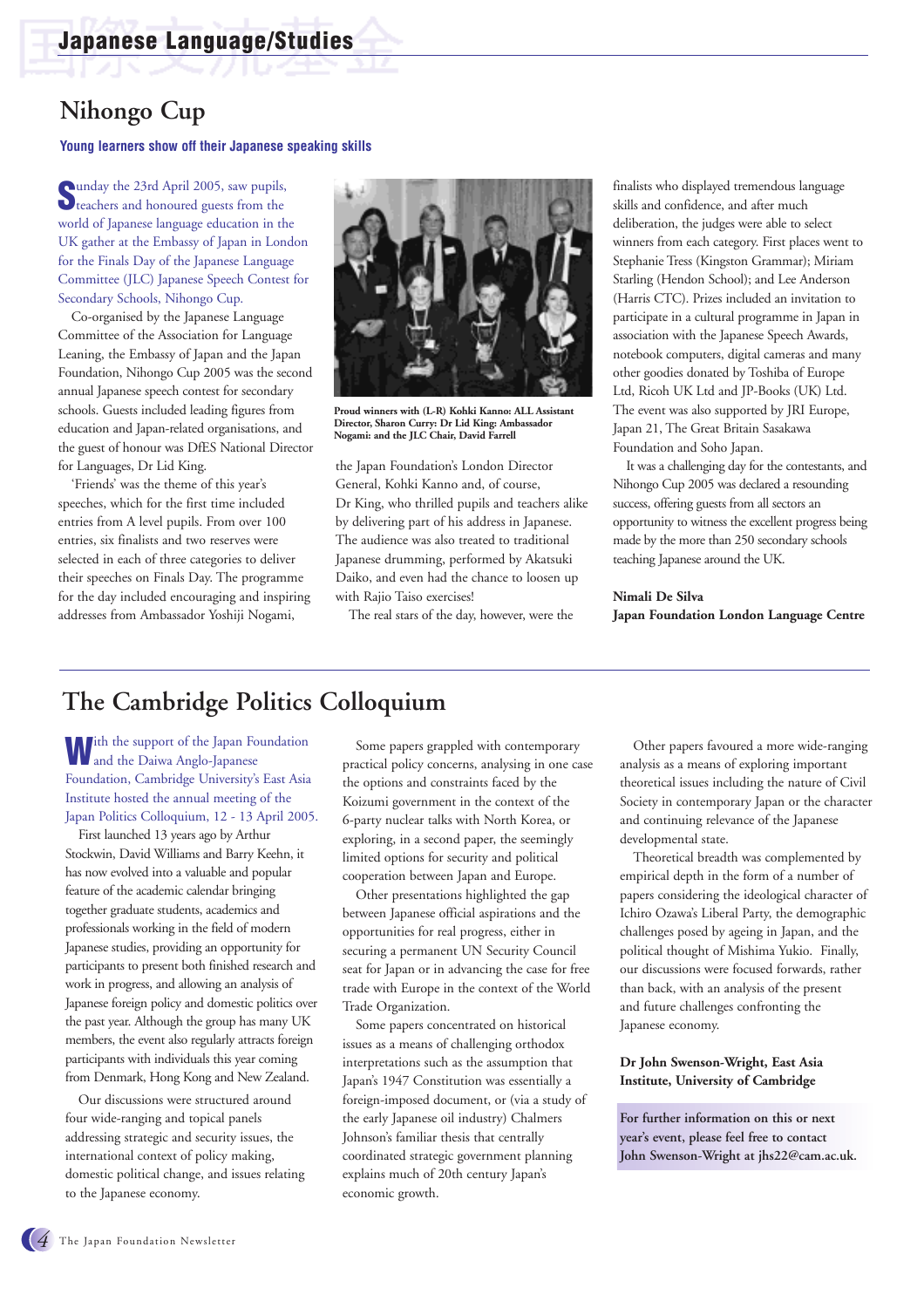# Japanese Language/Studies

## Nihongo Cup

**Young learners show off their Japanese speaking skills**

Sunday the 23rd April 2005, saw pupils, teachers and honoured guests from the world of Japanese language education in the UK gather at the Embassy of Japan in London for the Finals Day of the Japanese Language Committee (JLC) Japanese Speech Contest for Secondary Schools, Nihongo Cup.

Co-organised by the Japanese Language Committee of the Association for Language Leaning, the Embassy of Japan and the Japan Foundation, Nihongo Cup 2005 was the second annual Japanese speech contest for secondary schools. Guests included leading figures from education and Japan-related organisations, and the guest of honour was DfES National Director for Languages, Dr Lid King.

'Friends' was the theme of this year's speeches, which for the first time included entries from A level pupils. From over 100 entries, six finalists and two reserves were selected in each of three categories to deliver their speeches on Finals Day. The programme for the day included encouraging and inspiring addresses from Ambassador Yoshiji Nogami, the Japan Foundation's London Director General, Kohki Kanno and, of course, Dr King, who thrilled pupils and teachers alike by delivering part of his address in Japanese. The audience was also treated to traditional Japanese drumming, performed by Akatsuki Daiko, and even had the chance to loosen up with Rajio Taiso exercises!

**Proud winners with (L-R) Kohki Kanno: ALL Assistant Director, Sharon Curry: Dr Lid King: Ambassador Nogami: and the JLC Chair, David Farrell**

The real stars of the day, however, were the finalists who displayed tremendous language skills and confidence, and after much deliberation, the judges were able to select winners from each category. First places went to Stephanie Tress (Kingston Grammar); Miriam Starling (Hendon School); and Lee Anderson (Harris CTC). Prizes included an invitation to participate in a cultural programme in Japan in association with the Japanese Speech Awards, notebook computers, digital cameras and many other goodies donated by Toshiba of Europe Ltd, Ricoh UK Ltd and JP-Books (UK) Ltd. The event was also supported by JRI Europe, Japan 21, The Great Britain Sasakawa Foundation and Soho Japan.

It was a challenging day for the contestants, and Nihongo Cup 2005 was declared a resounding success, offering guests from all sectors an opportunity to witness the excellent progress being made by the more than 250 secondary schools teaching Japanese around the UK.

**Nimali De Silva**
**Japan Foundation London Language Centre**

## The Cambridge Politics Colloquium

With the support of the Japan Foundation and the Daiwa Anglo-Japanese Foundation, Cambridge University's East Asia Institute hosted the annual meeting of the Japan Politics Colloquium, 12 - 13 April 2005.

First launched 13 years ago by Arthur Stockwin, David Williams and Barry Keehn, it has now evolved into a valuable and popular feature of the academic calendar bringing together graduate students, academics and professionals working in the field of modern Japanese studies, providing an opportunity for participants to present both finished research and work in progress, and allowing an analysis of Japanese foreign policy and domestic politics over the past year. Although the group has many UK members, the event also regularly attracts foreign participants with individuals this year coming from Denmark, Hong Kong and New Zealand.

Our discussions were structured around four wide-ranging and topical panels addressing strategic and security issues, the international context of policy making, domestic political change, and issues relating to the Japanese economy.

Some papers grappled with contemporary practical policy concerns, analysing in one case the options and constraints faced by the Koizumi government in the context of the 6-party nuclear talks with North Korea, or exploring, in a second paper, the seemingly limited options for security and political cooperation between Japan and Europe.

Other presentations highlighted the gap between Japanese official aspirations and the opportunities for real progress, either in securing a permanent UN Security Council seat for Japan or in advancing the case for free trade with Europe in the context of the World Trade Organization.

Some papers concentrated on historical issues as a means of challenging orthodox interpretations such as the assumption that Japan's 1947 Constitution was essentially a foreign-imposed document, or (via a study of the early Japanese oil industry) Chalmers Johnson's familiar thesis that centrally coordinated strategic government planning explains much of 20th century Japan's economic growth.

Other papers favoured a more wide-ranging analysis as a means of exploring important theoretical issues including the nature of Civil Society in contemporary Japan or the character and continuing relevance of the Japanese developmental state.

Theoretical breadth was complemented by empirical depth in the form of a number of papers considering the ideological character of Ichiro Ozawa's Liberal Party, the demographic challenges posed by ageing in Japan, and the political thought of Mishima Yukio. Finally, our discussions were focused forwards, rather than back, with an analysis of the present and future challenges confronting the Japanese economy.

**Dr John Swenson-Wright, East Asia Institute, University of Cambridge**

**For further information on this or next year's event, please feel free to contact John Swenson-Wright at jhs22@cam.ac.uk.**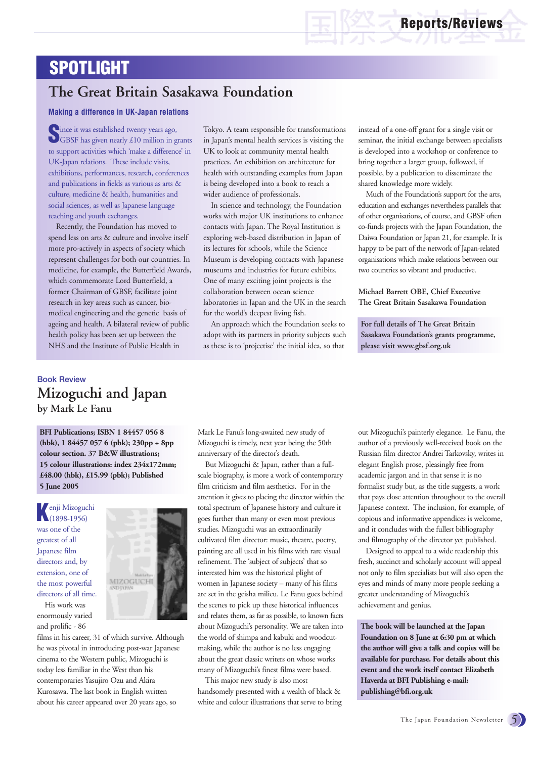# SPOTLIGHT

## The Great Britain Sasakawa Foundation

### Making a difference in UK-Japan relations

Since it was established twenty years ago, GBSF has given nearly £10 million in grants to support activities which 'make a difference' in UK-Japan relations. These include visits, exhibitions, performances, research, conferences and publications in fields as various as arts & culture, medicine & health, humanities and social sciences, as well as Japanese language teaching and youth exchanges.

Recently, the Foundation has moved to spend less on arts & culture and involve itself more pro-actively in aspects of society which represent challenges for both our countries. In medicine, for example, the Butterfield Awards, which commemorate Lord Butterfield, a former Chairman of GBSF, facilitate joint research in key areas such as cancer, bio-medical engineering and the genetic basis of ageing and health. A bilateral review of public health policy has been set up between the NHS and the Institute of Public Health in Tokyo. A team responsible for transformations in Japan's mental health services is visiting the UK to look at community mental health practices. An exhibition on architecture for health with outstanding examples from Japan is being developed into a book to reach a wider audience of professionals.

In science and technology, the Foundation works with major UK institutions to enhance contacts with Japan. The Royal Institution is exploring web-based distribution in Japan of its lectures for schools, while the Science Museum is developing contacts with Japanese museums and industries for future exhibits. One of many exciting joint projects is the collaboration between ocean science laboratories in Japan and the UK in the search for the world's deepest living fish.

An approach which the Foundation seeks to adopt with its partners in priority subjects such as these is to 'projectise' the initial idea, so that instead of a one-off grant for a single visit or seminar, the initial exchange between specialists is developed into a workshop or conference to bring together a larger group, followed, if possible, by a publication to disseminate the shared knowledge more widely.

Much of the Foundation's support for the arts, education and exchanges nevertheless parallels that of other organisations, of course, and GBSF often co-funds projects with the Japan Foundation, the Daiwa Foundation or Japan 21, for example. It is happy to be part of the network of Japan-related organisations which make relations between our two countries so vibrant and productive.

**Michael Barrett OBE, Chief Executive**
**The Great Britain Sasakawa Foundation**

**For full details of The Great Britain Sasakawa Foundation's grants programme, please visit www.gbsf.org.uk**

---

Book Review

## Mizoguchi and Japan
### by Mark Le Fanu

**BFI Publications; ISBN 1 84457 056 8 (hbk), 1 84457 057 6 (pbk); 230pp + 8pp colour section. 37 B&W illustrations; 15 colour illustrations: index 234x172mm; £48.00 (hbk), £15.99 (pbk); Published 5 June 2005**

Kenji Mizoguchi (1898-1956) was one of the greatest of all Japanese film directors and, by extension, one of the most powerful directors of all time.

His work was enormously varied and prolific - 86 films in his career, 31 of which survive. Although he was pivotal in introducing post-war Japanese cinema to the Western public, Mizoguchi is today less familiar in the West than his contemporaries Yasujiro Ozu and Akira Kurosawa. The last book in English written about his career appeared over 20 years ago, so Mark Le Fanu's long-awaited new study of Mizoguchi is timely, next year being the 50th anniversary of the director's death.

But Mizoguchi & Japan, rather than a full-scale biography, is more a work of contemporary film criticism and film aesthetics. For in the attention it gives to placing the director within the total spectrum of Japanese history and culture it goes further than many or even most previous studies. Mizoguchi was an extraordinarily cultivated film director: music, theatre, poetry, painting are all used in his films with rare visual refinement. The 'subject of subjects' that so interested him was the historical plight of women in Japanese society – many of his films are set in the geisha milieu. Le Fanu goes behind the scenes to pick up these historical influences and relates them, as far as possible, to known facts about Mizoguchi's personality. We are taken into the world of shimpa and kabuki and woodcut-making, while the author is no less engaging about the great classic writers on whose works many of Mizoguchi's finest films were based.

This major new study is also most handsomely presented with a wealth of black & white and colour illustrations that serve to bring out Mizoguchi's painterly elegance. Le Fanu, the author of a previously well-received book on the Russian film director Andrei Tarkovsky, writes in elegant English prose, pleasingly free from academic jargon and in that sense it is no formalist study but, as the title suggests, a work that pays close attention throughout to the overall Japanese context. The inclusion, for example, of copious and informative appendices is welcome, and it concludes with the fullest bibliography and filmography of the director yet published.

Designed to appeal to a wide readership this fresh, succinct and scholarly account will appeal not only to film specialists but will also open the eyes and minds of many more people seeking a greater understanding of Mizoguchi's achievement and genius.

**The book will be launched at the Japan Foundation on 8 June at 6:30 pm at which the author will give a talk and copies will be available for purchase. For details about this event and the work itself contact Elizabeth Haverda at BFI Publishing e-mail: publishing@bfi.org.uk**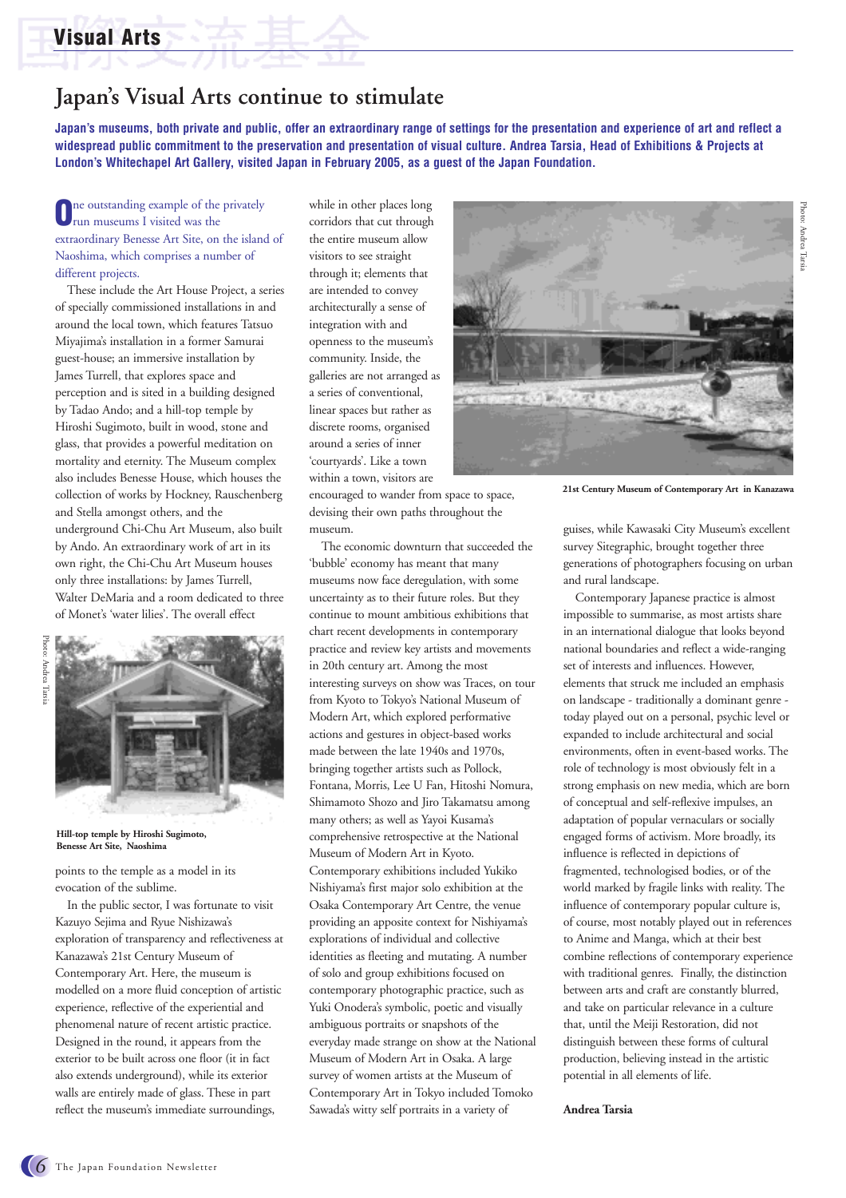# Visual Arts

## Japan's Visual Arts continue to stimulate

**Japan's museums, both private and public, offer an extraordinary range of settings for the presentation and experience of art and reflect a widespread public commitment to the preservation and presentation of visual culture. Andrea Tarsia, Head of Exhibitions & Projects at London's Whitechapel Art Gallery, visited Japan in February 2005, as a guest of the Japan Foundation.**

One outstanding example of the privately run museums I visited was the extraordinary Benesse Art Site, on the island of Naoshima, which comprises a number of different projects.

These include the Art House Project, a series of specially commissioned installations in and around the local town, which features Tatsuo Miyajima's installation in a former Samurai guest-house; an immersive installation by James Turrell, that explores space and perception and is sited in a building designed by Tadao Ando; and a hill-top temple by Hiroshi Sugimoto, built in wood, stone and glass, that provides a powerful meditation on mortality and eternity. The Museum complex also includes Benesse House, which houses the collection of works by Hockney, Rauschenberg and Stella amongst others, and the underground Chi-Chu Art Museum, also built by Ando. An extraordinary work of art in its own right, the Chi-Chu Art Museum houses only three installations: by James Turrell, Walter DeMaria and a room dedicated to three of Monet's 'water lilies'. The overall effect points to the temple as a model in its evocation of the sublime.

Photo: Andrea Tarsia

Hill-top temple by Hiroshi Sugimoto, Benesse Art Site, Naoshima

In the public sector, I was fortunate to visit Kazuyo Sejima and Ryue Nishizawa's exploration of transparency and reflectiveness at Kanazawa's 21st Century Museum of Contemporary Art. Here, the museum is modelled on a more fluid conception of artistic experience, reflective of the experiential and phenomenal nature of recent artistic practice. Designed in the round, it appears from the exterior to be built across one floor (it in fact also extends underground), while its exterior walls are entirely made of glass. These in part reflect the museum's immediate surroundings, while in other places long corridors that cut through the entire museum allow visitors to see straight through it; elements that are intended to convey architecturally a sense of integration with and openness to the museum's community. Inside, the galleries are not arranged as a series of conventional, linear spaces but rather as discrete rooms, organised around a series of inner 'courtyards'. Like a town within a town, visitors are encouraged to wander from space to space, devising their own paths throughout the museum.

The economic downturn that succeeded the 'bubble' economy has meant that many museums now face deregulation, with some uncertainty as to their future roles. But they continue to mount ambitious exhibitions that chart recent developments in contemporary practice and review key artists and movements in 20th century art. Among the most interesting surveys on show was Traces, on tour from Kyoto to Tokyo's National Museum of Modern Art, which explored performative actions and gestures in object-based works made between the late 1940s and 1970s, bringing together artists such as Pollock, Fontana, Morris, Lee U Fan, Hitoshi Nomura, Shimamoto Shozo and Jiro Takamatsu among many others; as well as Yayoi Kusama's comprehensive retrospective at the National Museum of Modern Art in Kyoto. Contemporary exhibitions included Yukiko Nishiyama's first major solo exhibition at the Osaka Contemporary Art Centre, the venue providing an apposite context for Nishiyama's explorations of individual and collective identities as fleeting and mutating. A number of solo and group exhibitions focused on contemporary photographic practice, such as Yuki Onodera's symbolic, poetic and visually ambiguous portraits or snapshots of the everyday made strange on show at the National Museum of Modern Art in Osaka. A large survey of women artists at the Museum of Contemporary Art in Tokyo included Tomoko Sawada's witty self portraits in a variety of guises, while Kawasaki City Museum's excellent survey Sitegraphic, brought together three generations of photographers focusing on urban and rural landscape.

Photo: Andrea Tarsia

21st Century Museum of Contemporary Art in Kanazawa

Contemporary Japanese practice is almost impossible to summarise, as most artists share in an international dialogue that looks beyond national boundaries and reflect a wide-ranging set of interests and influences. However, elements that struck me included an emphasis on landscape - traditionally a dominant genre - today played out on a personal, psychic level or expanded to include architectural and social environments, often in event-based works. The role of technology is most obviously felt in a strong emphasis on new media, which are born of conceptual and self-reflexive impulses, an adaptation of popular vernaculars or socially engaged forms of activism. More broadly, its influence is reflected in depictions of fragmented, technologised bodies, or of the world marked by fragile links with reality. The influence of contemporary popular culture is, of course, most notably played out in references to Anime and Manga, which at their best combine reflections of contemporary experience with traditional genres. Finally, the distinction between arts and craft are constantly blurred, and take on particular relevance in a culture that, until the Meiji Restoration, did not distinguish between these forms of cultural production, believing instead in the artistic potential in all elements of life.

**Andrea Tarsia**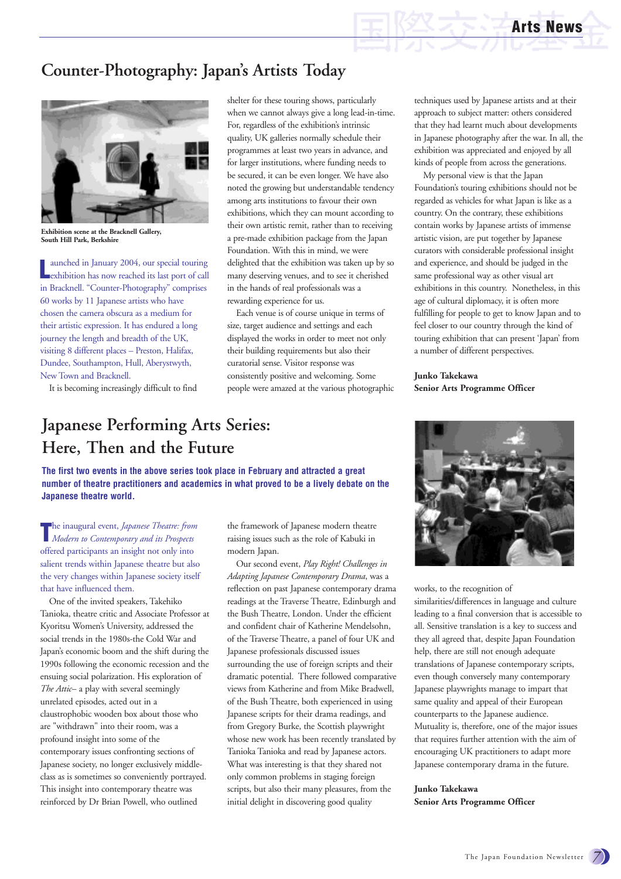## Counter-Photography: Japan's Artists Today

Exhibition scene at the Bracknell Gallery, South Hill Park, Berkshire

Launched in January 2004, our special touring exhibition has now reached its last port of call in Bracknell. "Counter-Photography" comprises 60 works by 11 Japanese artists who have chosen the camera obscura as a medium for their artistic expression. It has endured a long journey the length and breadth of the UK, visiting 8 different places – Preston, Halifax, Dundee, Southampton, Hull, Aberystwyth, New Town and Bracknell.

It is becoming increasingly difficult to find shelter for these touring shows, particularly when we cannot always give a long lead-in-time. For, regardless of the exhibition's intrinsic quality, UK galleries normally schedule their programmes at least two years in advance, and for larger institutions, where funding needs to be secured, it can be even longer. We have also noted the growing but understandable tendency among arts institutions to favour their own exhibitions, which they can mount according to their own artistic remit, rather than to receiving a pre-made exhibition package from the Japan Foundation. With this in mind, we were delighted that the exhibition was taken up by so many deserving venues, and to see it cherished in the hands of real professionals was a rewarding experience for us.

Each venue is of course unique in terms of size, target audience and settings and each displayed the works in order to meet not only their building requirements but also their curatorial sense. Visitor response was consistently positive and welcoming. Some people were amazed at the various photographic techniques used by Japanese artists and at their approach to subject matter: others considered that they had learnt much about developments in Japanese photography after the war. In all, the exhibition was appreciated and enjoyed by all kinds of people from across the generations.

My personal view is that the Japan Foundation's touring exhibitions should not be regarded as vehicles for what Japan is like as a country. On the contrary, these exhibitions contain works by Japanese artists of immense artistic vision, are put together by Japanese curators with considerable professional insight and experience, and should be judged in the same professional way as other visual art exhibitions in this country. Nonetheless, in this age of cultural diplomacy, it is often more fulfilling for people to get to know Japan and to feel closer to our country through the kind of touring exhibition that can present 'Japan' from a number of different perspectives.

**Junko Takekawa**
**Senior Arts Programme Officer**

## Japanese Performing Arts Series: Here, Then and the Future

**The first two events in the above series took place in February and attracted a great number of theatre practitioners and academics in what proved to be a lively debate on the Japanese theatre world.**

The inaugural event, *Japanese Theatre: from Modern to Contemporary and its Prospects* offered participants an insight not only into salient trends within Japanese theatre but also the very changes within Japanese society itself that have influenced them.

One of the invited speakers, Takehiko Tanioka, theatre critic and Associate Professor at Kyoritsu Women's University, addressed the social trends in the 1980s-the Cold War and Japan's economic boom and the shift during the 1990s following the economic recession and the ensuing social polarization. His exploration of *The Attic*– a play with several seemingly unrelated episodes, acted out in a claustrophobic wooden box about those who are "withdrawn" into their room, was a profound insight into some of the contemporary issues confronting sections of Japanese society, no longer exclusively middle-class as is sometimes so conveniently portrayed. This insight into contemporary theatre was reinforced by Dr Brian Powell, who outlined the framework of Japanese modern theatre raising issues such as the role of Kabuki in modern Japan.

Our second event, *Play Right! Challenges in Adapting Japanese Contemporary Drama*, was a reflection on past Japanese contemporary drama readings at the Traverse Theatre, Edinburgh and the Bush Theatre, London. Under the efficient and confident chair of Katherine Mendelsohn, of the Traverse Theatre, a panel of four UK and Japanese professionals discussed issues surrounding the use of foreign scripts and their dramatic potential. There followed comparative views from Katherine and from Mike Bradwell, of the Bush Theatre, both experienced in using Japanese scripts for their drama readings, and from Gregory Burke, the Scottish playwright whose new work has been recently translated by Tanioka Tanioka and read by Japanese actors. What was interesting is that they shared not only common problems in staging foreign scripts, but also their many pleasures, from the initial delight in discovering good quality works, to the recognition of similarities/differences in language and culture leading to a final conversion that is accessible to all. Sensitive translation is a key to success and they all agreed that, despite Japan Foundation help, there are still not enough adequate translations of Japanese contemporary scripts, even though conversely many contemporary Japanese playwrights manage to impart that same quality and appeal of their European counterparts to the Japanese audience. Mutuality is, therefore, one of the major issues that requires further attention with the aim of encouraging UK practitioners to adapt more Japanese contemporary drama in the future.

**Junko Takekawa**
**Senior Arts Programme Officer**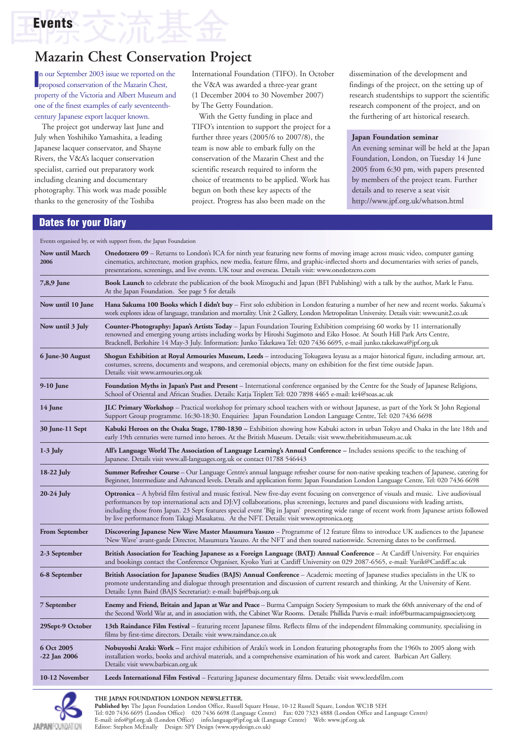# Events

## Mazarin Chest Conservation Project

In our September 2003 issue we reported on the proposed conservation of the Mazarin Chest, property of the Victoria and Albert Museum and one of the finest examples of early seventeenth-century Japanese export lacquer known.

The project got underway last June and July when Yoshihiko Yamashita, a leading Japanese lacquer conservator, and Shayne Rivers, the V&A's lacquer conservation specialist, carried out preparatory work including cleaning and documentary photography. This work was made possible thanks to the generosity of the Toshiba International Foundation (TIFO). In October the V&A was awarded a three-year grant (1 December 2004 to 30 November 2007) by The Getty Foundation.

With the Getty funding in place and TIFO's intention to support the project for a further three years (2005/6 to 2007/8), the team is now able to embark fully on the conservation of the Mazarin Chest and the scientific research required to inform the choice of treatments to be applied. Work has begun on both these key aspects of the project. Progress has also been made on the dissemination of the development and findings of the project, on the setting up of research studentships to support the scientific research component of the project, and on the furthering of art historical research.

**Japan Foundation seminar**

An evening seminar will be held at the Japan Foundation, London, on Tuesday 14 June 2005 from 6:30 pm, with papers presented by members of the project team. Further details and to reserve a seat visit http://www.jpf.org.uk/whatson.html

## Dates for your Diary

Events organised by, or with support from, the Japan Foundation

| | |
|---|---|
| **Now until March 2006** | **Onedotzero 09** – Returns to London's ICA for ninth year featuring new forms of moving image across music video, computer gaming cinematics, architecture, motion graphics, new media, feature films, and graphic-inflected shorts and documentaries with series of panels, presentations, screenings, and live events. UK tour and overseas. Details visit: www.onedotzero.com |
| **7,8,9 June** | **Book Launch** to celebrate the publication of the book Mizoguchi and Japan (BFI Publishing) with a talk by the author, Mark le Fanu. At the Japan Foundation. See page 5 for details |
| **Now until 10 June** | **Hana Sakuma 100 Books which I didn't buy** – First solo exhibition in London featuring a number of her new and recent works. Sakuma's work explores ideas of language, translation and mortality. Unit 2 Gallery, London Metropolitan University. Details visit: www.unit2.co.uk |
| **Now until 3 July** | **Counter-Photography: Japan's Artists Today** – Japan Foundation Touring Exhibition comprising 60 works by 11 internationally renowned and emerging young artists including works by Hiroshi Sugimoto and Eiko Hosoe. At South Hill Park Arts Centre, Bracknell, Berkshire 14 May-3 July. Information: Junko Takekawa Tel: 020 7436 6695, e-mail junko.takekawa@jpf.org.uk |
| **6 June-30 August** | **Shogun Exhibition at Royal Armouries Museum, Leeds** – introducing Tokugawa Ieyasu as a major historical figure, including armour, art, costumes, screens, documents and weapons, and ceremonial objects, many on exhibition for the first time outside Japan. Details: visit www.armouries.org.uk |
| **9-10 June** | **Foundation Myths in Japan's Past and Present** – International conference organised by the Centre for the Study of Japanese Religions, School of Oriental and African Studies. Details: Katja Triplett Tel: 020 7898 4465 e-mail: kt4@soas.ac.uk |
| **14 June** | **JLC Primary Workshop** – Practical workshop for primary school teachers with or without Japanese, as part of the York St John Regional Support Group programme. 16:30-18:30. Enquiries: Japan Foundation London Language Centre, Tel: 020 7436 6698 |
| **30 June-11 Sept** | **Kabuki Heroes on the Osaka Stage, 1780-1830** – Exhibition showing how Kabuki actors in urban Tokyo and Osaka in the late 18th and early 19th centuries were turned into heroes. At the British Museum. Details: visit www.thebritishmuseum.ac.uk |
| **1-3 July** | **All's Language World The Association of Language Learning's Annual Conference** – Includes sessions specific to the teaching of Japanese. Details visit www.all-languages.org.uk or contact 01788 546443 |
| **18-22 July** | **Summer Refresher Course** – Our Language Centre's annual language refresher course for non-native speaking teachers of Japanese, catering for Beginner, Intermediate and Advanced levels. Details and application form: Japan Foundation London Language Centre, Tel: 020 7436 6698 |
| **20-24 July** | **Optronica** – A hybrid film festival and music festival. New five-day event focusing on convergence of visuals and music. Live audiovisual performances by top international acts and DJ:VJ collaborations, plus screenings, lectures and panel discussions with leading artists, including those from Japan. 23 Sept features special event 'Big in Japan' presenting wide range of recent work from Japanese artists followed by live performance from Takagi Masakatsu. At the NFT. Details: visit www.optronica.org |
| **From September** | **Discovering Japanese New Wave Master Masumura Yasuzo** – Programme of 12 feature films to introduce UK audiences to the Japanese 'New Wave' avant-garde Director, Masumura Yasuzo. At the NFT and then toured nationwide. Screening dates to be confirmed. |
| **2-3 September** | **British Association for Teaching Japanese as a Foreign Language (BATJ) Annual Conference** – At Cardiff University. For enquiries and bookings contact the Conference Organiser, Kyoko Yuri at Cardiff University on 029 2087-6565, e-mail: Yurik@Cardiff.ac.uk |
| **6-8 September** | **British Association for Japanese Studies (BAJS) Annual Conference** – Academic meeting of Japanese studies specialists in the UK to promote understanding and dialogue through presentation and discussion of current research and thinking. At the University of Kent. Details: Lynn Baird (BAJS Secretariat): e-mail: bajs@bajs.org.uk |
| **7 September** | **Enemy and Friend, Britain and Japan at War and Peace** – Burma Campaign Society Symposium to mark the 60th anniversary of the end of the Second World War at, and in association with, the Cabinet War Rooms. Details: Phillida Purvis e-mail: info@burmacampaignsociety.org |
| **29Sept-9 October** | **13th Raindance Film Festival** – featuring recent Japanese films. Reflects films of the independent filmmaking community, specialising in films by first-time directors. Details: visit www.raindance.co.uk |
| **6 Oct 2005 -22 Jan 2006** | **Nobuyoshi Araki: Work** – First major exhibition of Araki's work in London featuring photographs from the 1960s to 2005 along with installation works, books and archival materials, and a comprehensive examination of his work and career. Barbican Art Gallery. Details: visit www.barbican.org.uk |
| **10-12 November** | **Leeds International Film Festival** – Featuring Japanese documentary films. Details: visit www.leedsfilm.com |

**THE JAPAN FOUNDATION LONDON NEWSLETTER.**
**Published by:** The Japan Foundation London Office, Russell Square House, 10-12 Russell Square, London WC1B 5EH
Tel: 020 7436 6695 (London Office) 020 7436 6698 (Language Centre) Fax: 020 7323 4888 (London Office and Language Centre)
E-mail: info@jpf.org.uk (London Office) info.language@jpf.og.uk (Language Centre) Web: www.jpf.org.uk
Editor: Stephen McEnally Design: SPY Design (www.spydesign.co.uk)